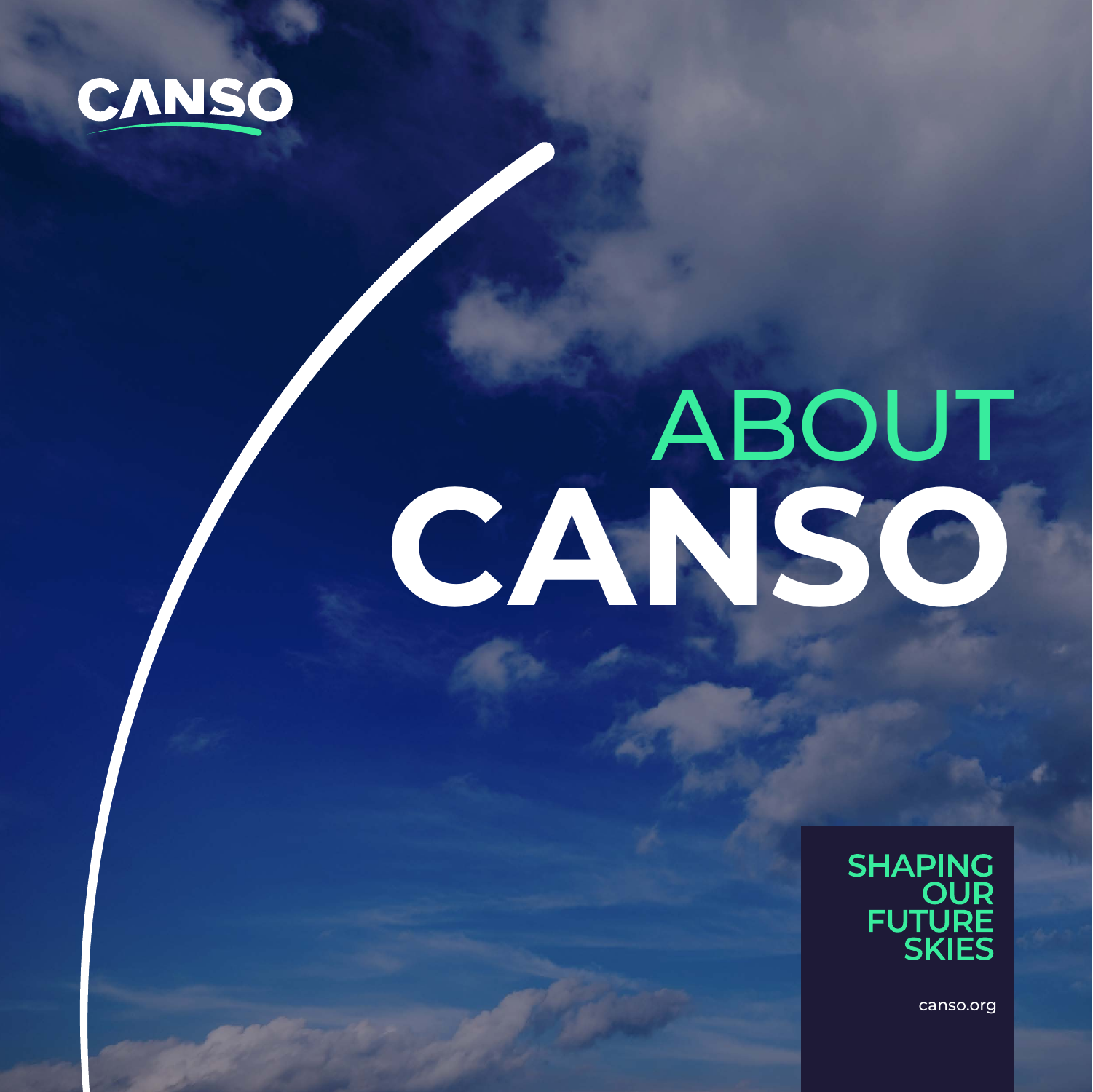CANSO

# ABOUT CANSO

SHAPING OUR FUTURE SKIES

canso.org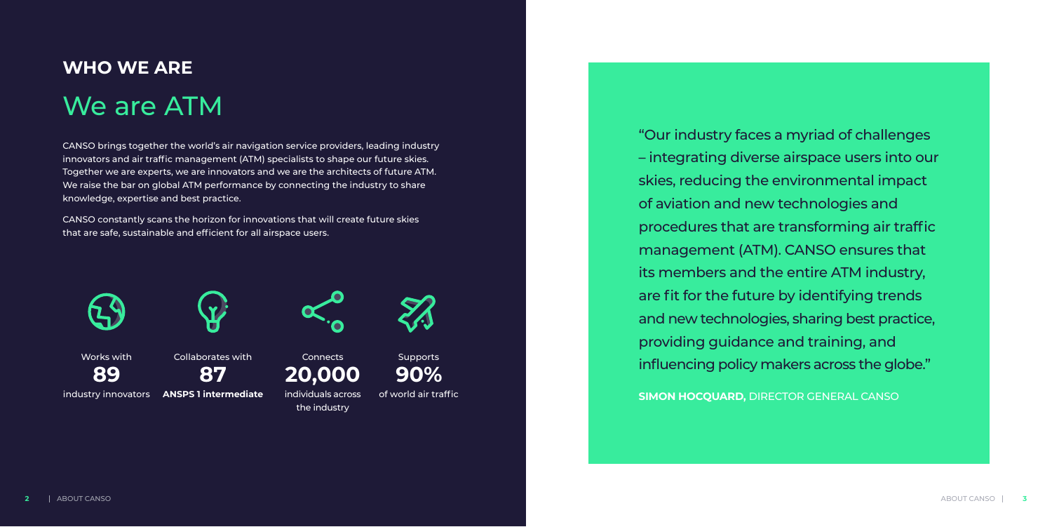## WHO WE ARE

# We are ATM

CANSO brings together the world's air navigation service providers, leading industry innovators and air traffic management (ATM) specialists to shape our future skies. Together we are experts, we are innovators and we are the architects of future ATM. We raise the bar on global ATM performance by connecting the industry to share knowledge, expertise and best practice.

CANSO constantly scans the horizon for innovations that will create future skies that are safe, sustainable and efficient for all airspace users.

Works with **89** industry innovators

Collaborates with **87** **ANSPS 1 intermediate**

Connects **20,000** individuals across the industry

Supports **90%** of world air traffic

"Our industry faces a myriad of challenges – integrating diverse airspace users into our skies, reducing the environmental impact of aviation and new technologies and procedures that are transforming air traffic management (ATM). CANSO ensures that its members and the entire ATM industry, are fit for the future by identifying trends and new technologies, sharing best practice, providing guidance and training, and influencing policy makers across the globe."

**SIMON HOCQUARD,** DIRECTOR GENERAL CANSO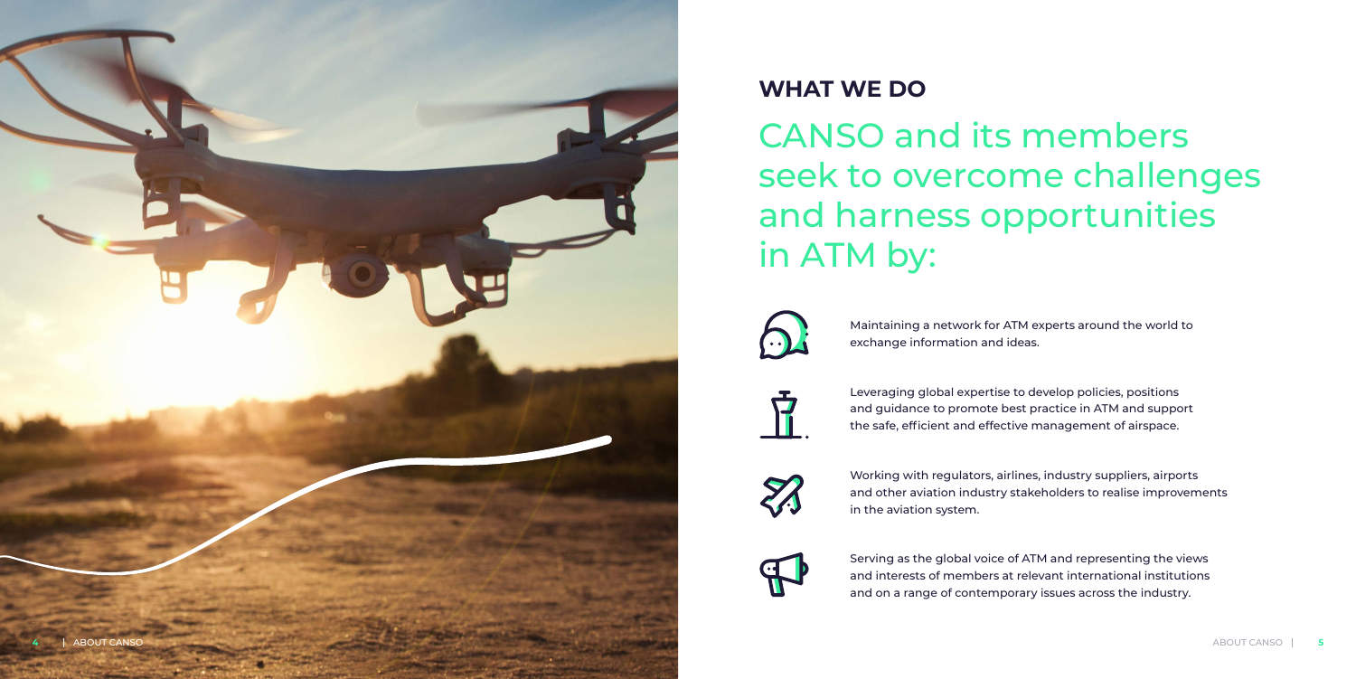## WHAT WE DO

# CANSO and its members seek to overcome challenges and harness opportunities in ATM by:

- Maintaining a network for ATM experts around the world to exchange information and ideas.

- Leveraging global expertise to develop policies, positions and guidance to promote best practice in ATM and support the safe, efficient and effective management of airspace.

- Working with regulators, airlines, industry suppliers, airports and other aviation industry stakeholders to realise improvements in the aviation system.

- Serving as the global voice of ATM and representing the views and interests of members at relevant international institutions and on a range of contemporary issues across the industry.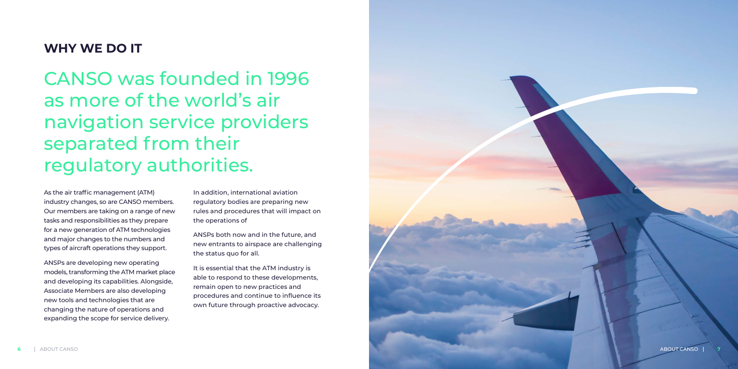## WHY WE DO IT

# CANSO was founded in 1996 as more of the world's air navigation service providers separated from their regulatory authorities.

As the air traffic management (ATM) industry changes, so are CANSO members. Our members are taking on a range of new tasks and responsibilities as they prepare for a new generation of ATM technologies and major changes to the numbers and types of aircraft operations they support.

ANSPs are developing new operating models, transforming the ATM market place and developing its capabilities. Alongside, Associate Members are also developing new tools and technologies that are changing the nature of operations and expanding the scope for service delivery.

In addition, international aviation regulatory bodies are preparing new rules and procedures that will impact on the operations of

ANSPs both now and in the future, and new entrants to airspace are challenging the status quo for all.

It is essential that the ATM industry is able to respond to these developments, remain open to new practices and procedures and continue to influence its own future through proactive advocacy.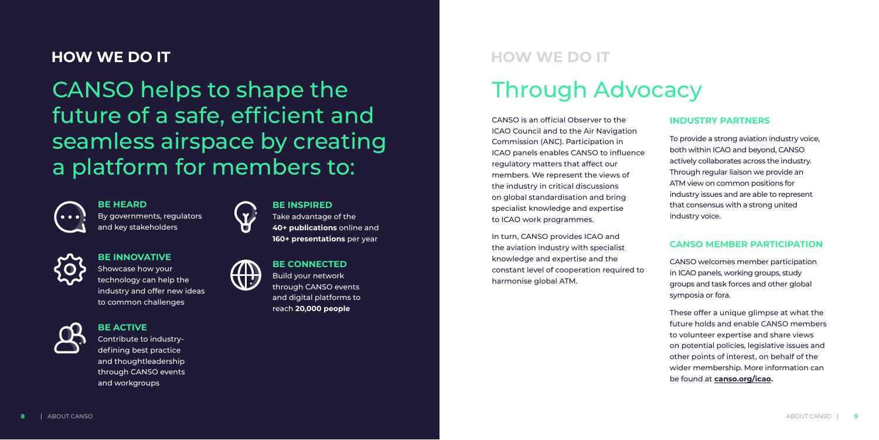## HOW WE DO IT

# CANSO helps to shape the future of a safe, efficient and seamless airspace by creating a platform for members to:

### BE HEARD

By governments, regulators and key stakeholders

### BE INNOVATIVE

Showcase how your technology can help the industry and offer new ideas to common challenges

### BE ACTIVE

Contribute to industry-defining best practice and thoughtleadership through CANSO events and workgroups

### BE INSPIRED

Take advantage of the **40+ publications** online and **160+ presentations** per year

### BE CONNECTED

Build your network through CANSO events and digital platforms to reach **20,000 people**

## HOW WE DO IT

# Through Advocacy

CANSO is an official Observer to the ICAO Council and to the Air Navigation Commission (ANC). Participation in ICAO panels enables CANSO to influence regulatory matters that affect our members. We represent the views of the industry in critical discussions on global standardisation and bring specialist knowledge and expertise to ICAO work programmes.

In turn, CANSO provides ICAO and the aviation industry with specialist knowledge and expertise and the constant level of cooperation required to harmonise global ATM.

### INDUSTRY PARTNERS

To provide a strong aviation industry voice, both within ICAO and beyond, CANSO actively collaborates across the industry. Through regular liaison we provide an ATM view on common positions for industry issues and are able to represent that consensus with a strong united industry voice.

### CANSO MEMBER PARTICIPATION

CANSO welcomes member participation in ICAO panels, working groups, study groups and task forces and other global symposia or fora.

These offer a unique glimpse at what the future holds and enable CANSO members to volunteer expertise and share views on potential policies, legislative issues and other points of interest, on behalf of the wider membership. More information can be found at **canso.org/icao.**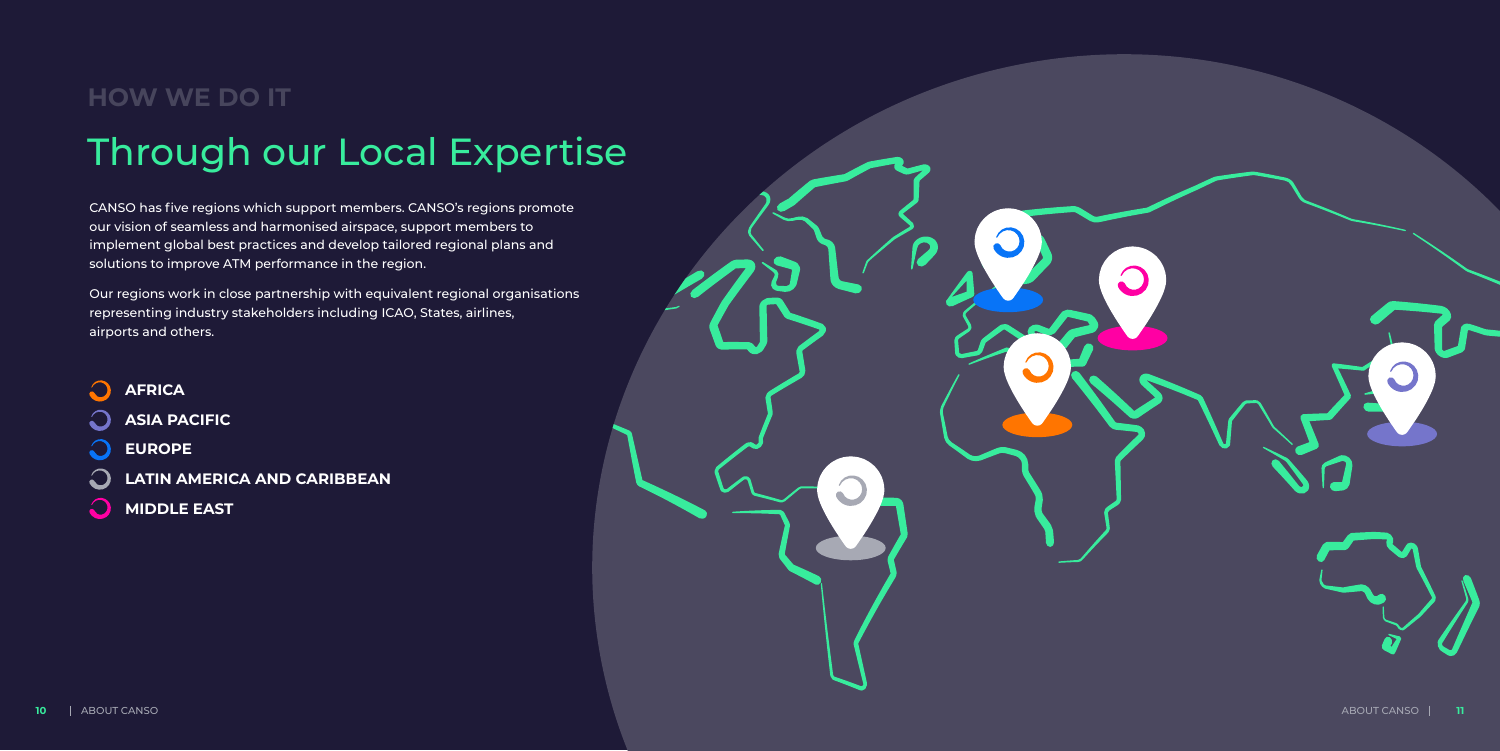## HOW WE DO IT

# Through our Local Expertise

CANSO has five regions which support members. CANSO's regions promote our vision of seamless and harmonised airspace, support members to implement global best practices and develop tailored regional plans and solutions to improve ATM performance in the region.

Our regions work in close partnership with equivalent regional organisations representing industry stakeholders including ICAO, States, airlines, airports and others.

- **AFRICA**
- **ASIA PACIFIC**
- **EUROPE**
- **LATIN AMERICA AND CARIBBEAN**
- **MIDDLE EAST**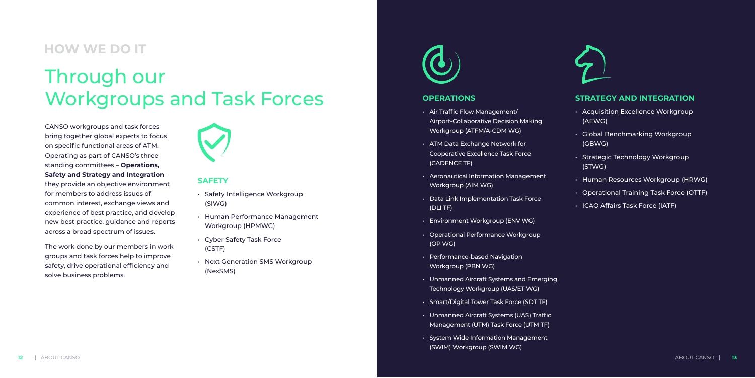## HOW WE DO IT

# Through our Workgroups and Task Forces

CANSO workgroups and task forces bring together global experts to focus on specific functional areas of ATM. Operating as part of CANSO's three standing committees – **Operations, Safety and Strategy and Integration** – they provide an objective environment for members to address issues of common interest, exchange views and experience of best practice, and develop new best practice, guidance and reports across a broad spectrum of issues.

The work done by our members in work groups and task forces help to improve safety, drive operational efficiency and solve business problems.

### SAFETY

- Safety Intelligence Workgroup (SIWG)
- Human Performance Management Workgroup (HPMWG)
- Cyber Safety Task Force (CSTF)
- Next Generation SMS Workgroup (NexSMS)

### OPERATIONS

- Air Traffic Flow Management/ Airport-Collaborative Decision Making Workgroup (ATFM/A-CDM WG)
- ATM Data Exchange Network for Cooperative Excellence Task Force (CADENCE TF)
- Aeronautical Information Management Workgroup (AIM WG)
- Data Link Implementation Task Force (DLI TF)
- Environment Workgroup (ENV WG)
- Operational Performance Workgroup (OP WG)
- Performance-based Navigation Workgroup (PBN WG)
- Unmanned Aircraft Systems and Emerging Technology Workgroup (UAS/ET WG)
- Smart/Digital Tower Task Force (SDT TF)
- Unmanned Aircraft Systems (UAS) Traffic Management (UTM) Task Force (UTM TF)
- System Wide Information Management (SWIM) Workgroup (SWIM WG)

### STRATEGY AND INTEGRATION

- Acquisition Excellence Workgroup (AEWG)
- Global Benchmarking Workgroup (GBWG)
- Strategic Technology Workgroup (STWG)
- Human Resources Workgroup (HRWG)
- Operational Training Task Force (OTTF)
- ICAO Affairs Task Force (IATF)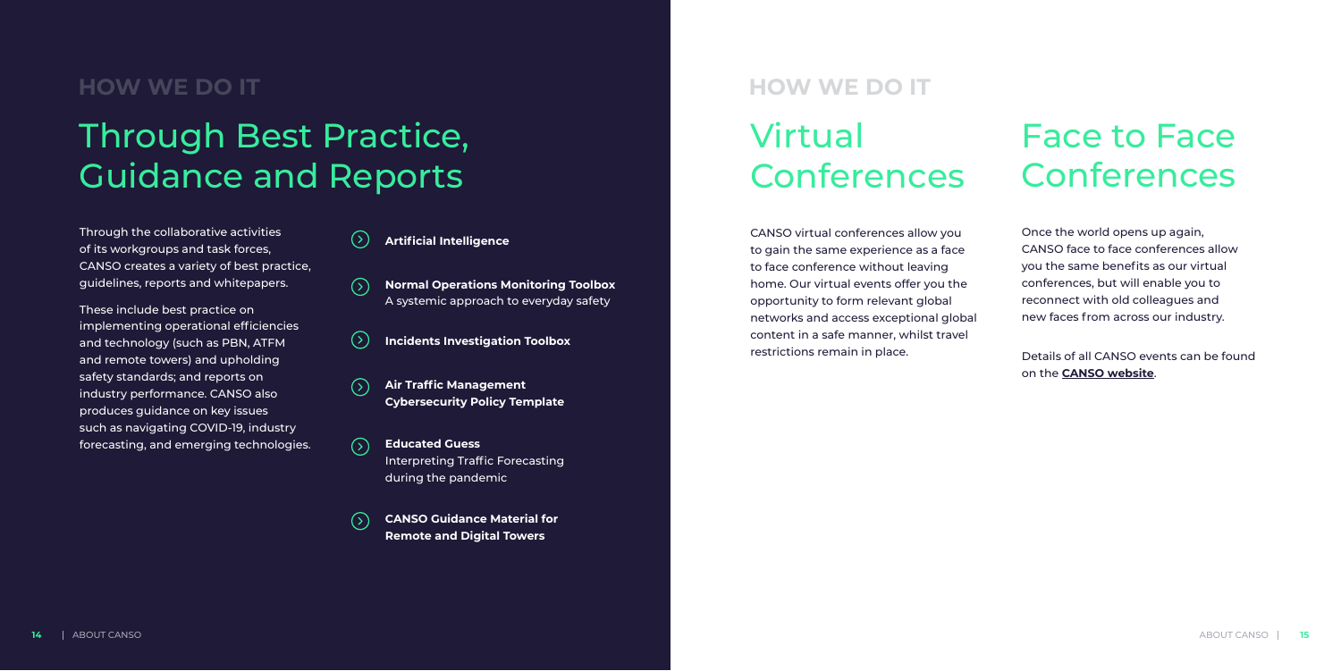## HOW WE DO IT

# Through Best Practice, Guidance and Reports

Through the collaborative activities of its workgroups and task forces, CANSO creates a variety of best practice, guidelines, reports and whitepapers.

These include best practice on implementing operational efficiencies and technology (such as PBN, ATFM and remote towers) and upholding safety standards; and reports on industry performance. CANSO also produces guidance on key issues such as navigating COVID-19, industry forecasting, and emerging technologies.

- **Artificial Intelligence**
- **Normal Operations Monitoring Toolbox**
  A systemic approach to everyday safety
- **Incidents Investigation Toolbox**
- **Air Traffic Management Cybersecurity Policy Template**
- **Educated Guess**
  Interpreting Traffic Forecasting during the pandemic
- **CANSO Guidance Material for Remote and Digital Towers**

## HOW WE DO IT

# Virtual Conferences

CANSO virtual conferences allow you to gain the same experience as a face to face conference without leaving home. Our virtual events offer you the opportunity to form relevant global networks and access exceptional global content in a safe manner, whilst travel restrictions remain in place.

# Face to Face Conferences

Once the world opens up again, CANSO face to face conferences allow you the same benefits as our virtual conferences, but will enable you to reconnect with old colleagues and new faces from across our industry.

Details of all CANSO events can be found on the **CANSO website**.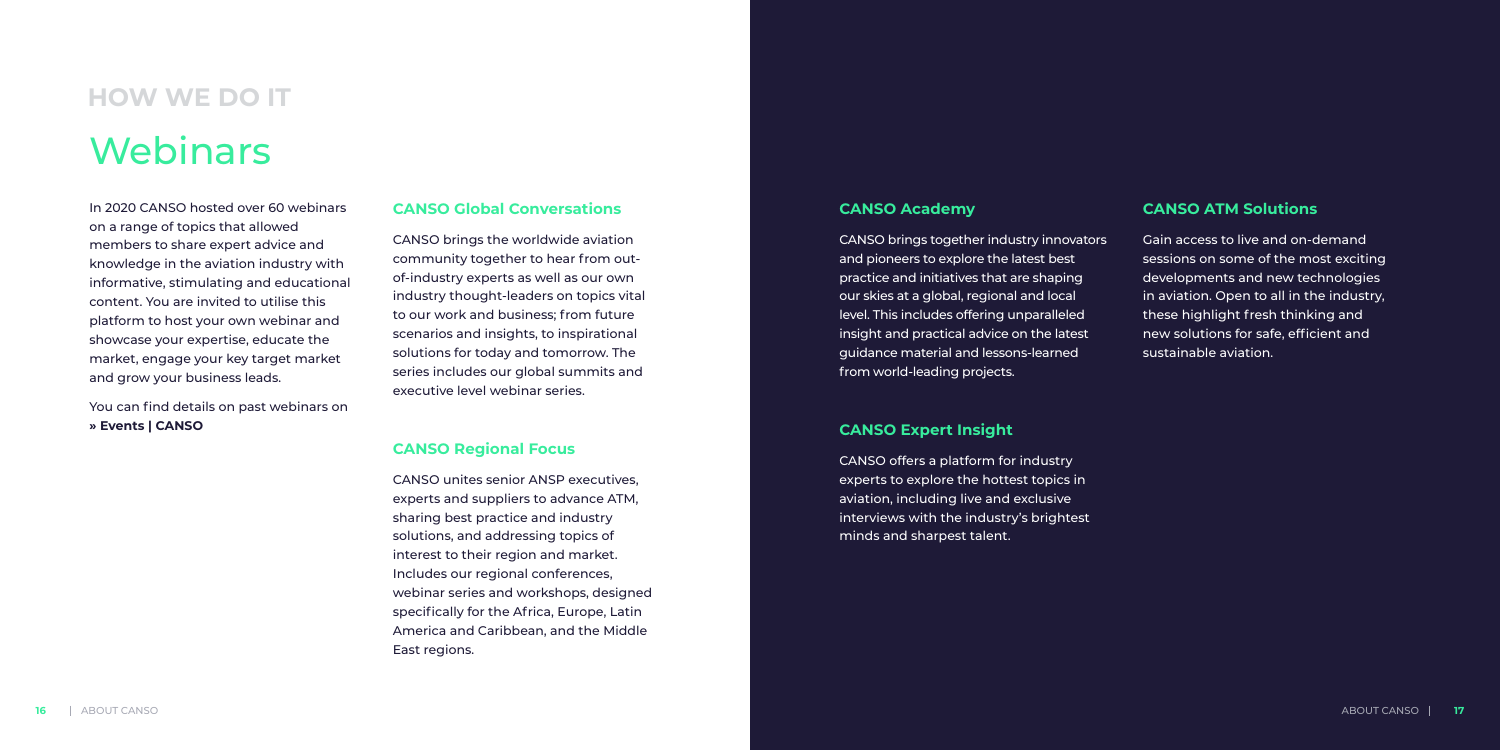## HOW WE DO IT

# Webinars

In 2020 CANSO hosted over 60 webinars on a range of topics that allowed members to share expert advice and knowledge in the aviation industry with informative, stimulating and educational content. You are invited to utilise this platform to host your own webinar and showcase your expertise, educate the market, engage your key target market and grow your business leads.

You can find details on past webinars on **» Events | CANSO**

### CANSO Global Conversations

CANSO brings the worldwide aviation community together to hear from out-of-industry experts as well as our own industry thought-leaders on topics vital to our work and business; from future scenarios and insights, to inspirational solutions for today and tomorrow. The series includes our global summits and executive level webinar series.

### CANSO Regional Focus

CANSO unites senior ANSP executives, experts and suppliers to advance ATM, sharing best practice and industry solutions, and addressing topics of interest to their region and market. Includes our regional conferences, webinar series and workshops, designed specifically for the Africa, Europe, Latin America and Caribbean, and the Middle East regions.

### CANSO Academy

CANSO brings together industry innovators and pioneers to explore the latest best practice and initiatives that are shaping our skies at a global, regional and local level. This includes offering unparalleled insight and practical advice on the latest guidance material and lessons-learned from world-leading projects.

### CANSO Expert Insight

CANSO offers a platform for industry experts to explore the hottest topics in aviation, including live and exclusive interviews with the industry's brightest minds and sharpest talent.

### CANSO ATM Solutions

Gain access to live and on-demand sessions on some of the most exciting developments and new technologies in aviation. Open to all in the industry, these highlight fresh thinking and new solutions for safe, efficient and sustainable aviation.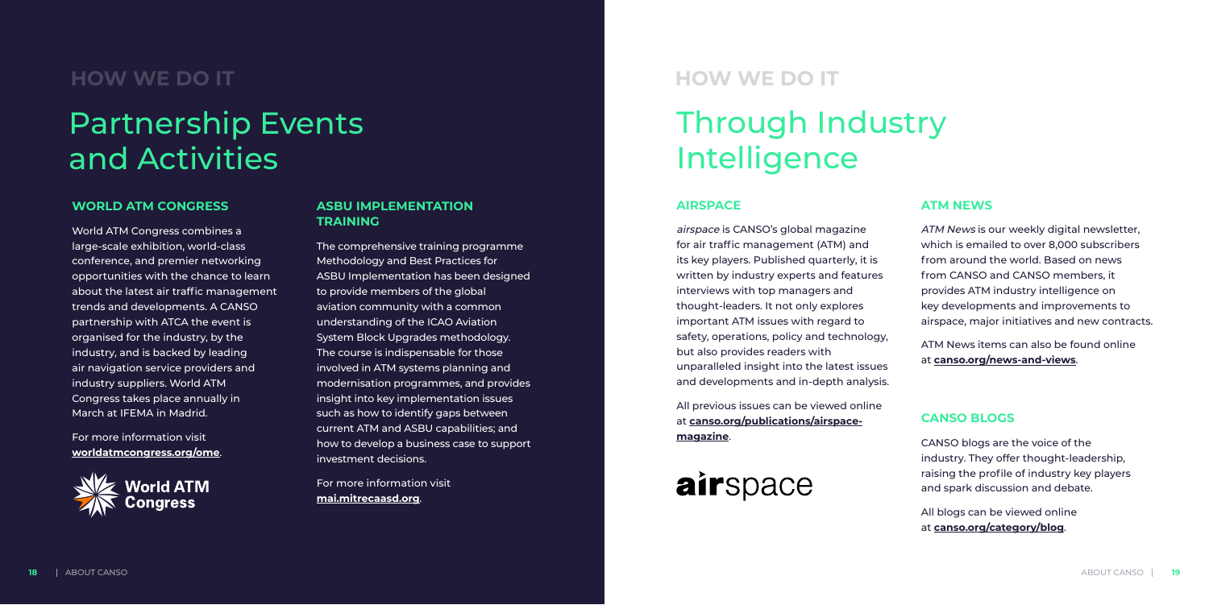## HOW WE DO IT

# Partnership Events and Activities

### WORLD ATM CONGRESS

World ATM Congress combines a large-scale exhibition, world-class conference, and premier networking opportunities with the chance to learn about the latest air traffic management trends and developments. A CANSO partnership with ATCA the event is organised for the industry, by the industry, and is backed by leading air navigation service providers and industry suppliers. World ATM Congress takes place annually in March at IFEMA in Madrid.

For more information visit **worldatmcongress.org/ome**.

### ASBU IMPLEMENTATION TRAINING

The comprehensive training programme Methodology and Best Practices for ASBU Implementation has been designed to provide members of the global aviation community with a common understanding of the ICAO Aviation System Block Upgrades methodology. The course is indispensable for those involved in ATM systems planning and modernisation programmes, and provides insight into key implementation issues such as how to identify gaps between current ATM and ASBU capabilities; and how to develop a business case to support investment decisions.

For more information visit **mai.mitrecaasd.org**.

## HOW WE DO IT

# Through Industry Intelligence

### AIRSPACE

*airspace* is CANSO's global magazine for air traffic management (ATM) and its key players. Published quarterly, it is written by industry experts and features interviews with top managers and thought-leaders. It not only explores important ATM issues with regard to safety, operations, policy and technology, but also provides readers with unparalleled insight into the latest issues and developments and in-depth analysis.

All previous issues can be viewed online at **canso.org/publications/airspace-magazine**.

### ATM NEWS

*ATM News* is our weekly digital newsletter, which is emailed to over 8,000 subscribers from around the world. Based on news from CANSO and CANSO members, it provides ATM industry intelligence on key developments and improvements to airspace, major initiatives and new contracts.

ATM News items can also be found online at **canso.org/news-and-views**.

### CANSO BLOGS

CANSO blogs are the voice of the industry. They offer thought-leadership, raising the profile of industry key players and spark discussion and debate.

All blogs can be viewed online at **canso.org/category/blog**.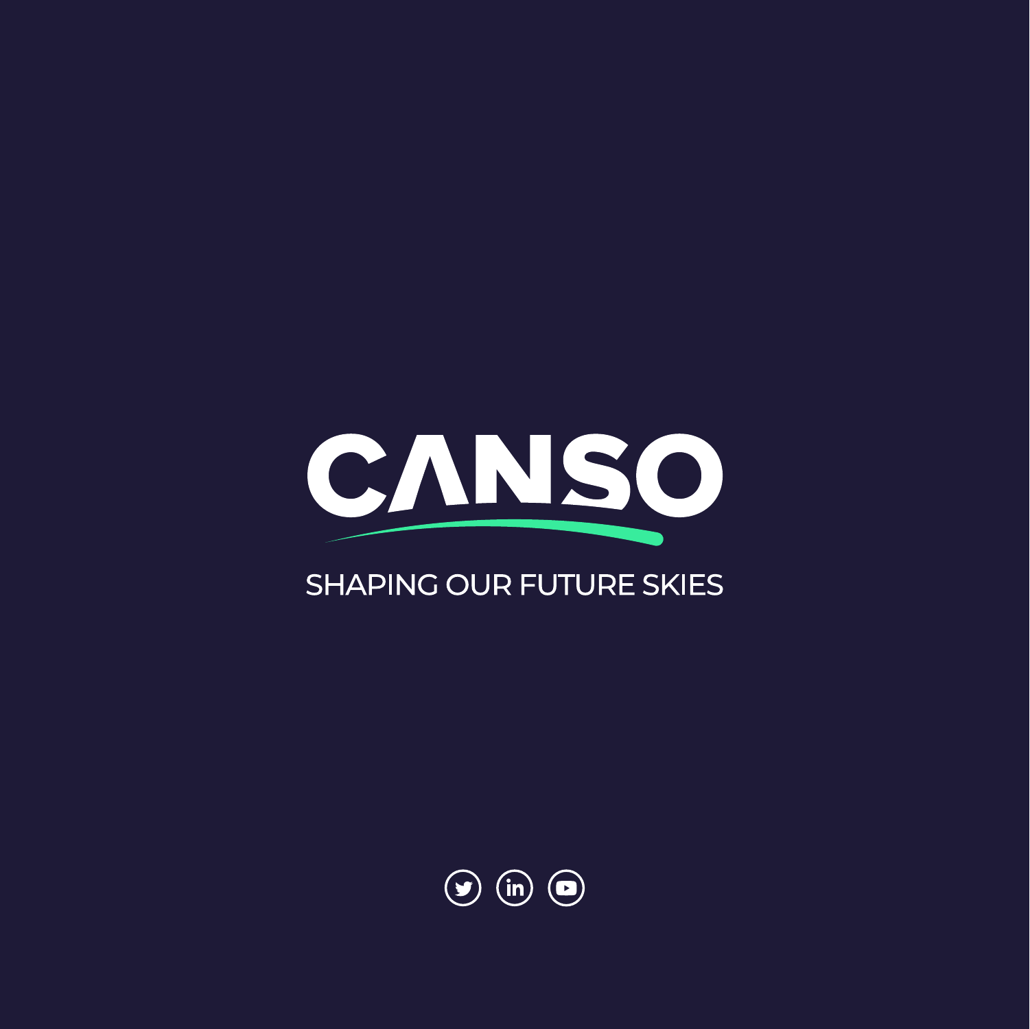CANSO

SHAPING OUR FUTURE SKIES